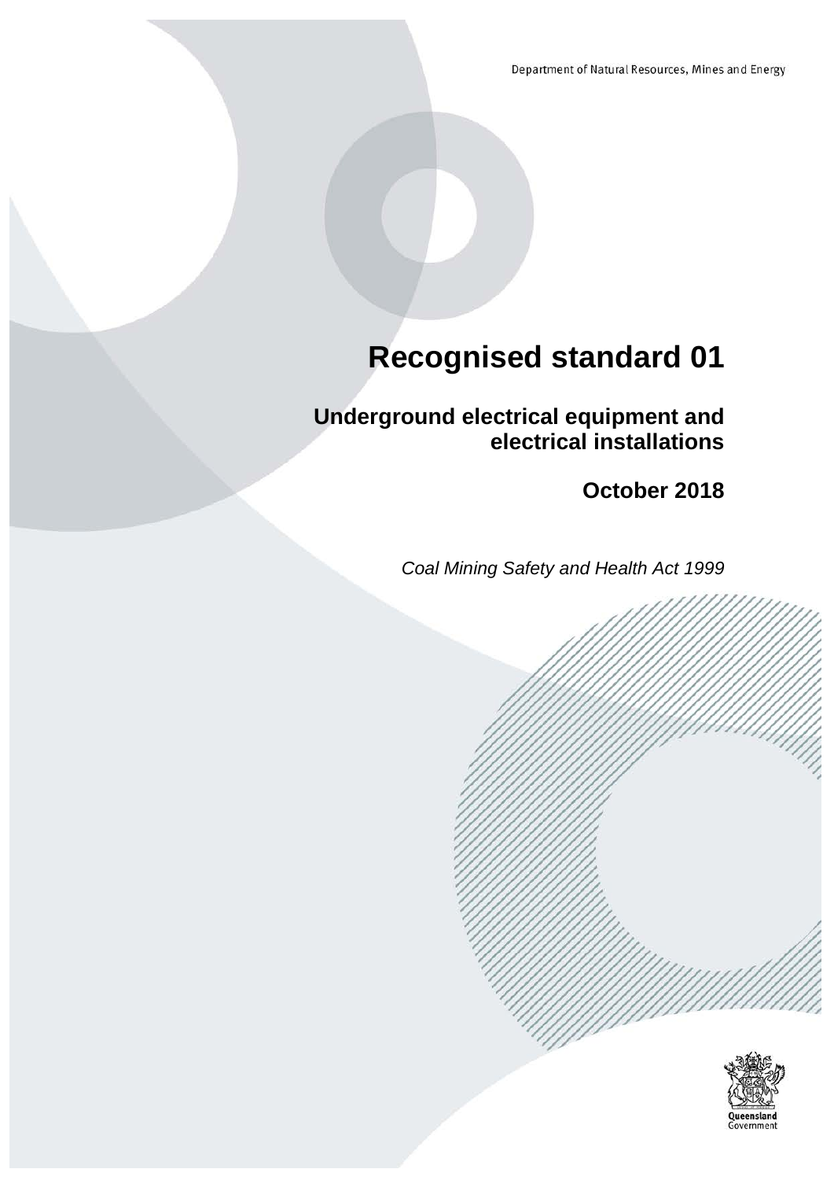Department of Natural Resources, Mines and Energy

# Recognised standard 01

## Underground electrical equipment and electrical installations

## October 2018

*Coal Mining Safety and Health Act 1999*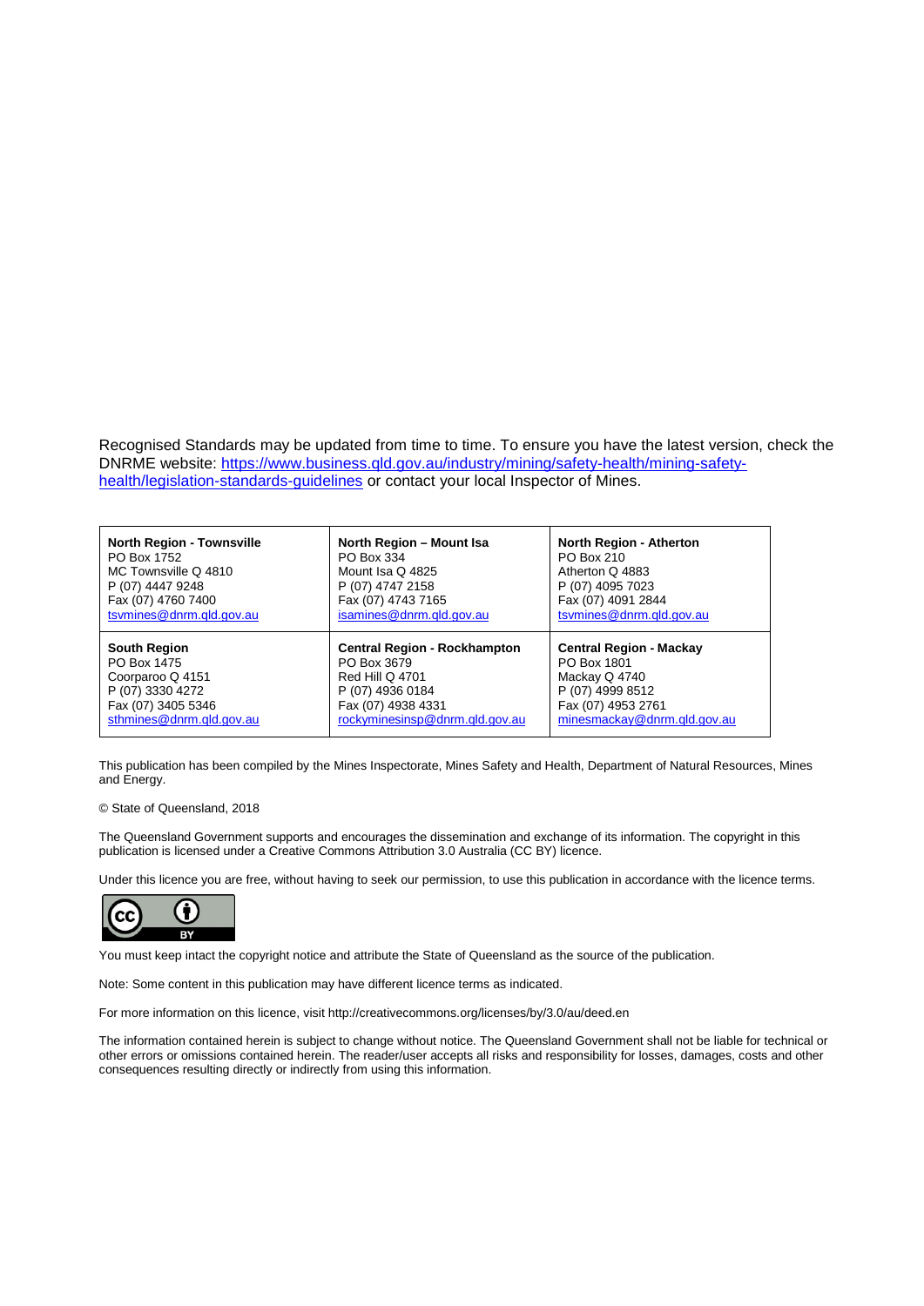Recognised Standards may be updated from time to time. To ensure you have the latest version, check the DNRME website: [https://www.business.qld.gov.au/industry/mining/safety-health/mining-safety-health/legislation-standards-guidelines](https://www.business.qld.gov.au/industry/mining/safety-health/mining-safety-health/legislation-standards-guidelines) or contact your local Inspector of Mines.

| **North Region - Townsville**<br>PO Box 1752<br>MC Townsville Q 4810<br>P (07) 4447 9248<br>Fax (07) 4760 7400<br>tsvmines@dnrm.qld.gov.au | **North Region – Mount Isa**<br>PO Box 334<br>Mount Isa Q 4825<br>P (07) 4747 2158<br>Fax (07) 4743 7165<br>isamines@dnrm.qld.gov.au | **North Region - Atherton**<br>PO Box 210<br>Atherton Q 4883<br>P (07) 4095 7023<br>Fax (07) 4091 2844<br>tsvmines@dnrm.qld.gov.au |
|---|---|---|
| **South Region**<br>PO Box 1475<br>Coorparoo Q 4151<br>P (07) 3330 4272<br>Fax (07) 3405 5346<br>sthmines@dnrm.qld.gov.au | **Central Region - Rockhampton**<br>PO Box 3679<br>Red Hill Q 4701<br>P (07) 4936 0184<br>Fax (07) 4938 4331<br>rockyminesinsp@dnrm.qld.gov.au | **Central Region - Mackay**<br>PO Box 1801<br>Mackay Q 4740<br>P (07) 4999 8512<br>Fax (07) 4953 2761<br>minesmackay@dnrm.qld.gov.au |

This publication has been compiled by the Mines Inspectorate, Mines Safety and Health, Department of Natural Resources, Mines and Energy.

© State of Queensland, 2018

The Queensland Government supports and encourages the dissemination and exchange of its information. The copyright in this publication is licensed under a Creative Commons Attribution 3.0 Australia (CC BY) licence.

Under this licence you are free, without having to seek our permission, to use this publication in accordance with the licence terms.

You must keep intact the copyright notice and attribute the State of Queensland as the source of the publication.

Note: Some content in this publication may have different licence terms as indicated.

For more information on this licence, visit http://creativecommons.org/licenses/by/3.0/au/deed.en

The information contained herein is subject to change without notice. The Queensland Government shall not be liable for technical or other errors or omissions contained herein. The reader/user accepts all risks and responsibility for losses, damages, costs and other consequences resulting directly or indirectly from using this information.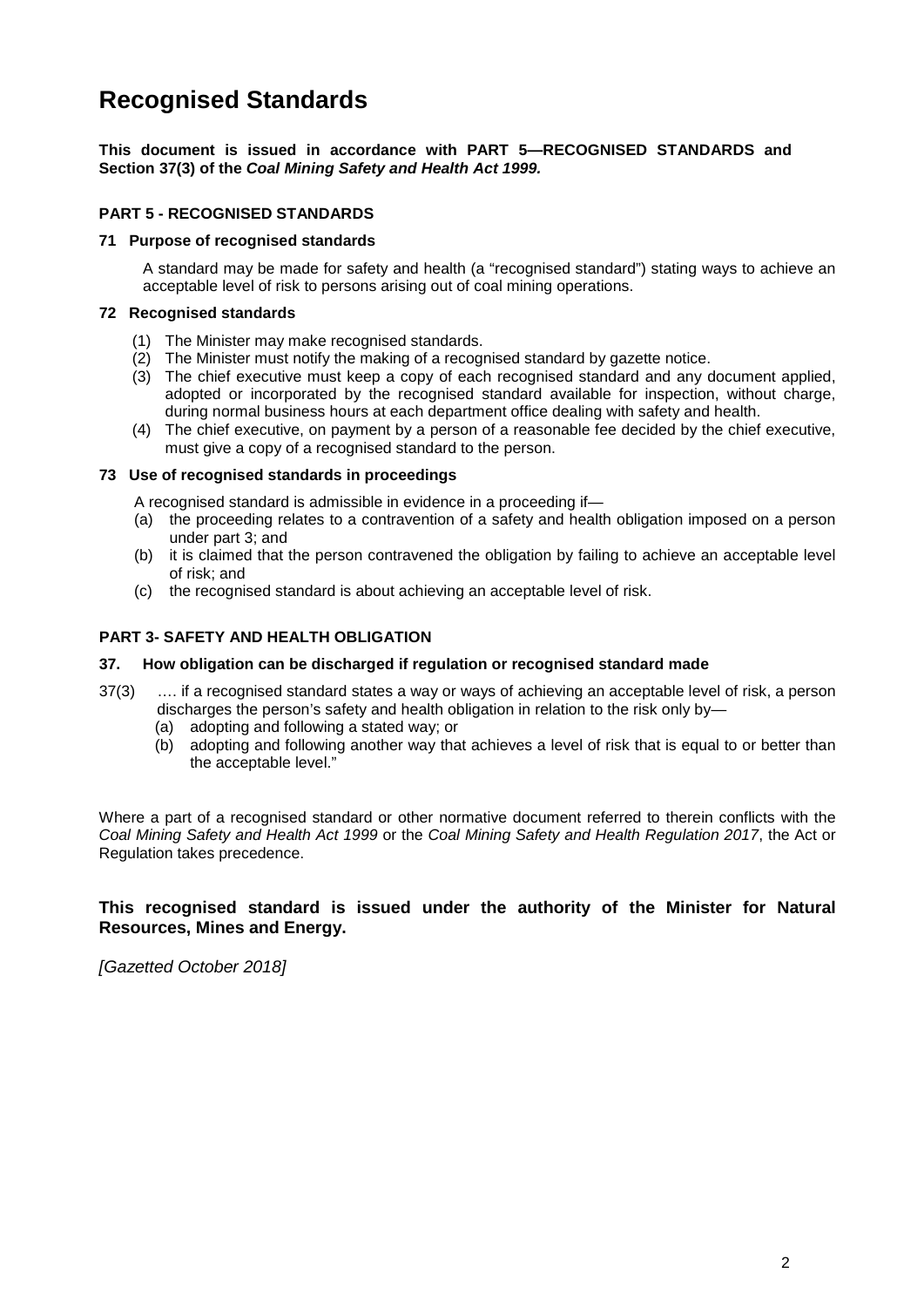# Recognised Standards

**This document is issued in accordance with PART 5—RECOGNISED STANDARDS and Section 37(3) of the *Coal Mining Safety and Health Act 1999.***

### PART 5 - RECOGNISED STANDARDS

#### 71 Purpose of recognised standards

A standard may be made for safety and health (a "recognised standard") stating ways to achieve an acceptable level of risk to persons arising out of coal mining operations.

#### 72 Recognised standards

(1) The Minister may make recognised standards.
(2) The Minister must notify the making of a recognised standard by gazette notice.
(3) The chief executive must keep a copy of each recognised standard and any document applied, adopted or incorporated by the recognised standard available for inspection, without charge, during normal business hours at each department office dealing with safety and health.
(4) The chief executive, on payment by a person of a reasonable fee decided by the chief executive, must give a copy of a recognised standard to the person.

#### 73 Use of recognised standards in proceedings

A recognised standard is admissible in evidence in a proceeding if—

(a) the proceeding relates to a contravention of a safety and health obligation imposed on a person under part 3; and
(b) it is claimed that the person contravened the obligation by failing to achieve an acceptable level of risk; and
(c) the recognised standard is about achieving an acceptable level of risk.

### PART 3- SAFETY AND HEALTH OBLIGATION

#### 37. How obligation can be discharged if regulation or recognised standard made

37(3) …. if a recognised standard states a way or ways of achieving an acceptable level of risk, a person discharges the person's safety and health obligation in relation to the risk only by—

(a) adopting and following a stated way; or
(b) adopting and following another way that achieves a level of risk that is equal to or better than the acceptable level."

Where a part of a recognised standard or other normative document referred to therein conflicts with the *Coal Mining Safety and Health Act 1999* or the *Coal Mining Safety and Health Regulation 2017*, the Act or Regulation takes precedence.

**This recognised standard is issued under the authority of the Minister for Natural Resources, Mines and Energy.**

*[Gazetted October 2018]*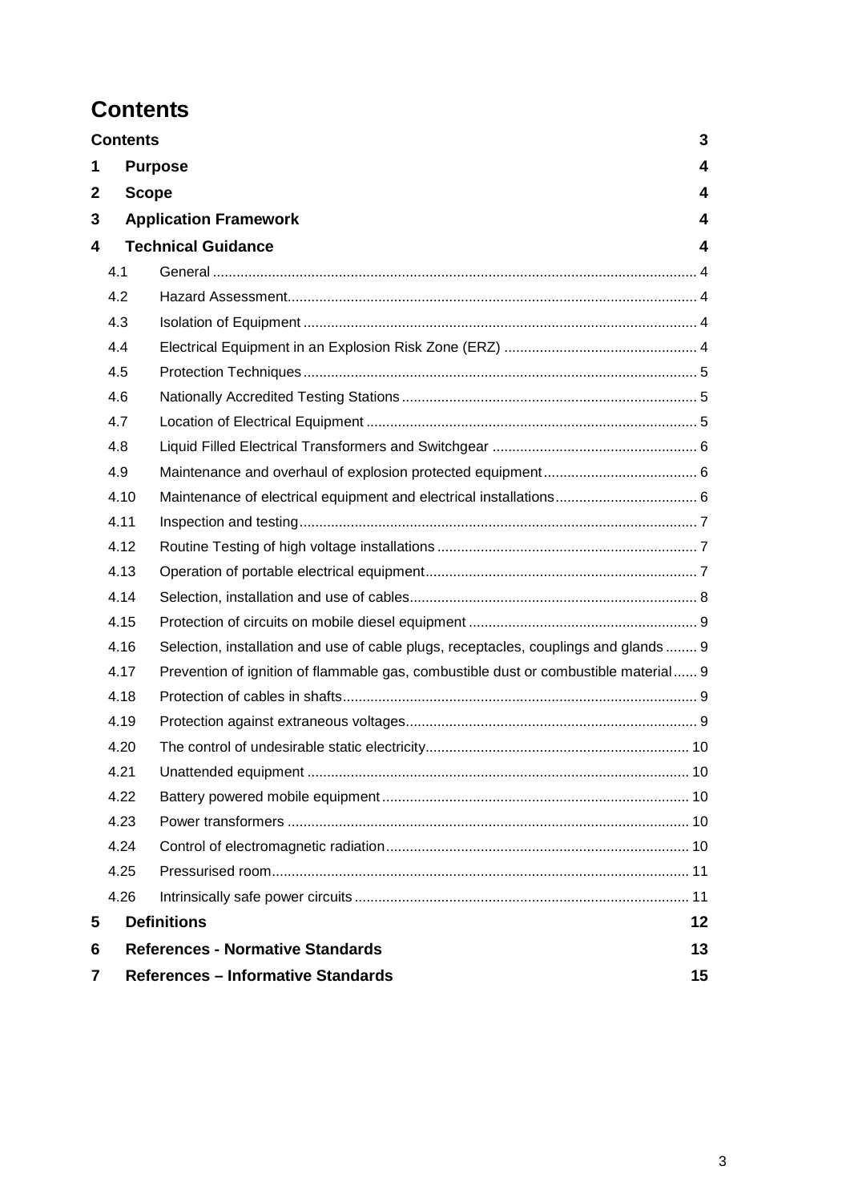# Contents

| | | |
|---|---|---|
| **Contents** | | **3** |
| **1** | **Purpose** | **4** |
| **2** | **Scope** | **4** |
| **3** | **Application Framework** | **4** |
| **4** | **Technical Guidance** | **4** |
| 4.1 | General | 4 |
| 4.2 | Hazard Assessment | 4 |
| 4.3 | Isolation of Equipment | 4 |
| 4.4 | Electrical Equipment in an Explosion Risk Zone (ERZ) | 4 |
| 4.5 | Protection Techniques | 5 |
| 4.6 | Nationally Accredited Testing Stations | 5 |
| 4.7 | Location of Electrical Equipment | 5 |
| 4.8 | Liquid Filled Electrical Transformers and Switchgear | 6 |
| 4.9 | Maintenance and overhaul of explosion protected equipment | 6 |
| 4.10 | Maintenance of electrical equipment and electrical installations | 6 |
| 4.11 | Inspection and testing | 7 |
| 4.12 | Routine Testing of high voltage installations | 7 |
| 4.13 | Operation of portable electrical equipment | 7 |
| 4.14 | Selection, installation and use of cables | 8 |
| 4.15 | Protection of circuits on mobile diesel equipment | 9 |
| 4.16 | Selection, installation and use of cable plugs, receptacles, couplings and glands | 9 |
| 4.17 | Prevention of ignition of flammable gas, combustible dust or combustible material | 9 |
| 4.18 | Protection of cables in shafts | 9 |
| 4.19 | Protection against extraneous voltages | 9 |
| 4.20 | The control of undesirable static electricity | 10 |
| 4.21 | Unattended equipment | 10 |
| 4.22 | Battery powered mobile equipment | 10 |
| 4.23 | Power transformers | 10 |
| 4.24 | Control of electromagnetic radiation | 10 |
| 4.25 | Pressurised room | 11 |
| 4.26 | Intrinsically safe power circuits | 11 |
| **5** | **Definitions** | **12** |
| **6** | **References - Normative Standards** | **13** |
| **7** | **References – Informative Standards** | **15** |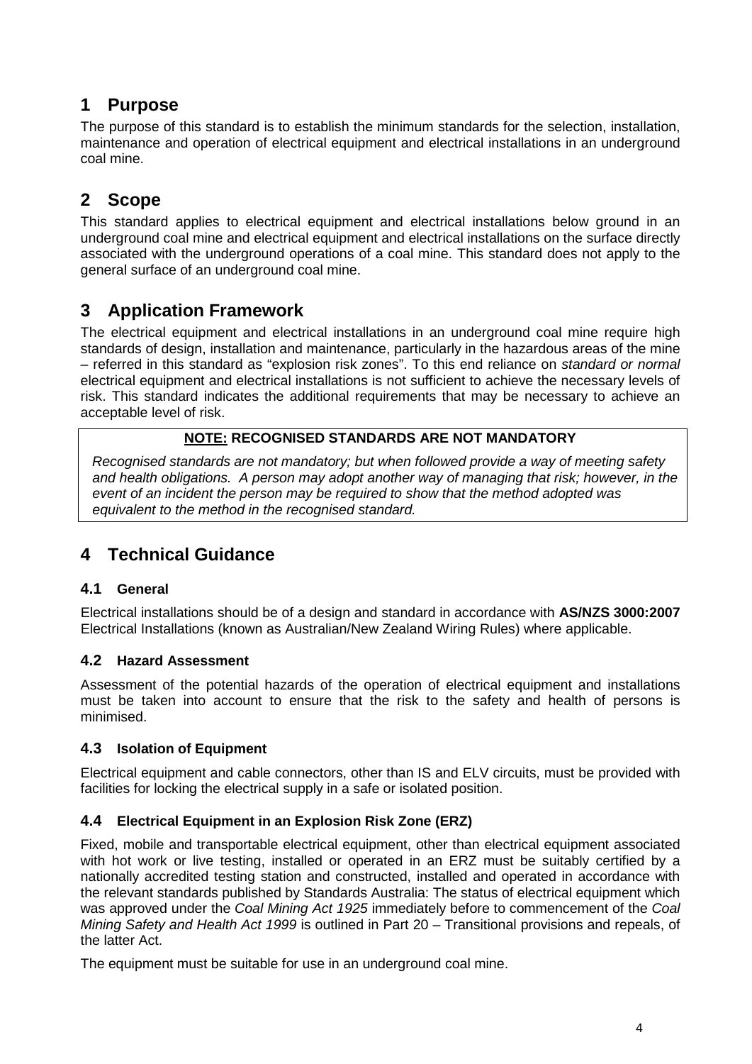# 1 Purpose

The purpose of this standard is to establish the minimum standards for the selection, installation, maintenance and operation of electrical equipment and electrical installations in an underground coal mine.

# 2 Scope

This standard applies to electrical equipment and electrical installations below ground in an underground coal mine and electrical equipment and electrical installations on the surface directly associated with the underground operations of a coal mine. This standard does not apply to the general surface of an underground coal mine.

# 3 Application Framework

The electrical equipment and electrical installations in an underground coal mine require high standards of design, installation and maintenance, particularly in the hazardous areas of the mine – referred in this standard as "explosion risk zones". To this end reliance on *standard or normal* electrical equipment and electrical installations is not sufficient to achieve the necessary levels of risk. This standard indicates the additional requirements that may be necessary to achieve an acceptable level of risk.

> **NOTE: RECOGNISED STANDARDS ARE NOT MANDATORY**
>
> *Recognised standards are not mandatory; but when followed provide a way of meeting safety and health obligations. A person may adopt another way of managing that risk; however, in the event of an incident the person may be required to show that the method adopted was equivalent to the method in the recognised standard.*

# 4 Technical Guidance

## 4.1 General

Electrical installations should be of a design and standard in accordance with **AS/NZS 3000:2007** Electrical Installations (known as Australian/New Zealand Wiring Rules) where applicable.

## 4.2 Hazard Assessment

Assessment of the potential hazards of the operation of electrical equipment and installations must be taken into account to ensure that the risk to the safety and health of persons is minimised.

## 4.3 Isolation of Equipment

Electrical equipment and cable connectors, other than IS and ELV circuits, must be provided with facilities for locking the electrical supply in a safe or isolated position.

## 4.4 Electrical Equipment in an Explosion Risk Zone (ERZ)

Fixed, mobile and transportable electrical equipment, other than electrical equipment associated with hot work or live testing, installed or operated in an ERZ must be suitably certified by a nationally accredited testing station and constructed, installed and operated in accordance with the relevant standards published by Standards Australia: The status of electrical equipment which was approved under the *Coal Mining Act 1925* immediately before to commencement of the *Coal Mining Safety and Health Act 1999* is outlined in Part 20 – Transitional provisions and repeals, of the latter Act.

The equipment must be suitable for use in an underground coal mine.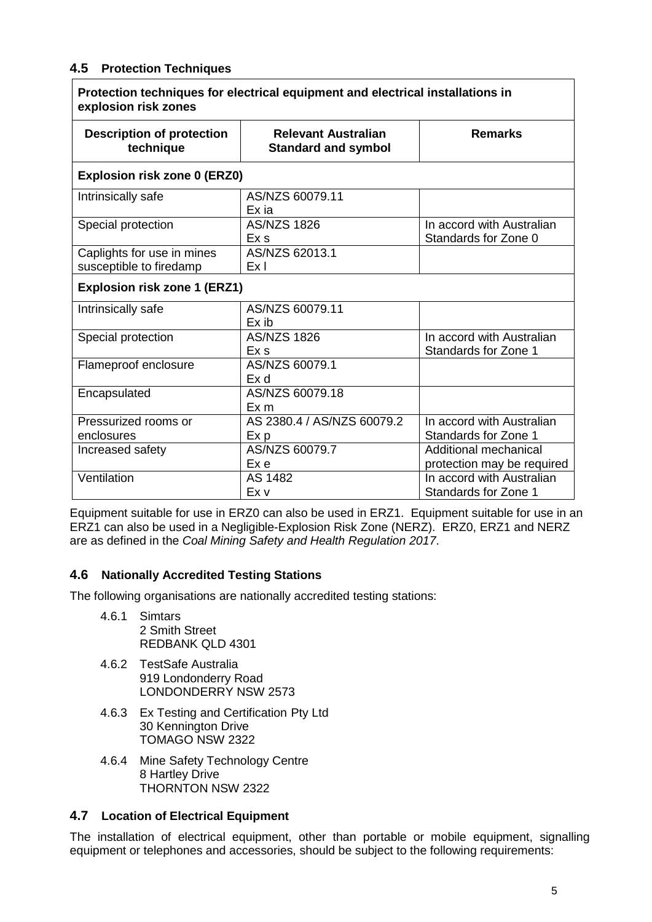### 4.5 Protection Techniques

| Protection techniques for electrical equipment and electrical installations in explosion risk zones | | |
|---|---|---|
| **Description of protection technique** | **Relevant Australian Standard and symbol** | **Remarks** |
| **Explosion risk zone 0 (ERZ0)** | | |
| Intrinsically safe | AS/NZS 60079.11<br>Ex ia | |
| Special protection | AS/NZS 1826<br>Ex s | In accord with Australian Standards for Zone 0 |
| Caplights for use in mines susceptible to firedamp | AS/NZS 62013.1<br>Ex I | |
| **Explosion risk zone 1 (ERZ1)** | | |
| Intrinsically safe | AS/NZS 60079.11<br>Ex ib | |
| Special protection | AS/NZS 1826<br>Ex s | In accord with Australian Standards for Zone 1 |
| Flameproof enclosure | AS/NZS 60079.1<br>Ex d | |
| Encapsulated | AS/NZS 60079.18<br>Ex m | |
| Pressurized rooms or enclosures | AS 2380.4 / AS/NZS 60079.2<br>Ex p | In accord with Australian Standards for Zone 1 |
| Increased safety | AS/NZS 60079.7<br>Ex e | Additional mechanical protection may be required |
| Ventilation | AS 1482<br>Ex v | In accord with Australian Standards for Zone 1 |

Equipment suitable for use in ERZ0 can also be used in ERZ1. Equipment suitable for use in an ERZ1 can also be used in a Negligible-Explosion Risk Zone (NERZ). ERZ0, ERZ1 and NERZ are as defined in the *Coal Mining Safety and Health Regulation 2017*.

### 4.6 Nationally Accredited Testing Stations

The following organisations are nationally accredited testing stations:

4.6.1 Simtars
2 Smith Street
REDBANK QLD 4301

4.6.2 TestSafe Australia
919 Londonderry Road
LONDONDERRY NSW 2573

4.6.3 Ex Testing and Certification Pty Ltd
30 Kennington Drive
TOMAGO NSW 2322

4.6.4 Mine Safety Technology Centre
8 Hartley Drive
THORNTON NSW 2322

### 4.7 Location of Electrical Equipment

The installation of electrical equipment, other than portable or mobile equipment, signalling equipment or telephones and accessories, should be subject to the following requirements: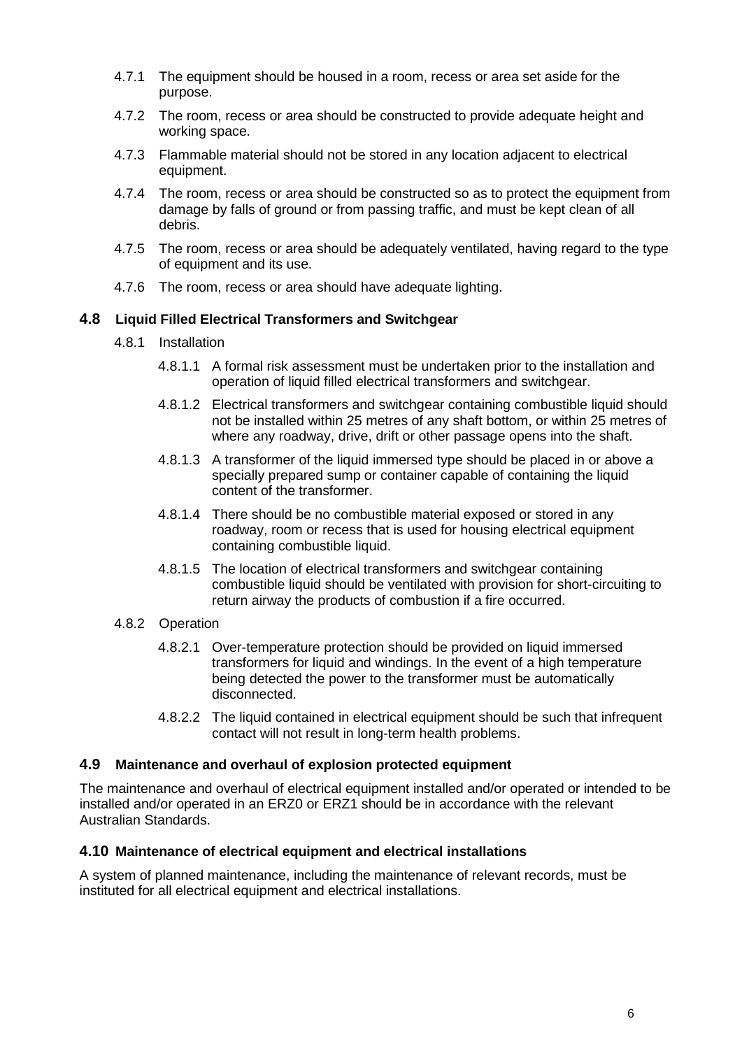4.7.1 The equipment should be housed in a room, recess or area set aside for the purpose.

4.7.2 The room, recess or area should be constructed to provide adequate height and working space.

4.7.3 Flammable material should not be stored in any location adjacent to electrical equipment.

4.7.4 The room, recess or area should be constructed so as to protect the equipment from damage by falls of ground or from passing traffic, and must be kept clean of all debris.

4.7.5 The room, recess or area should be adequately ventilated, having regard to the type of equipment and its use.

4.7.6 The room, recess or area should have adequate lighting.

## 4.8 Liquid Filled Electrical Transformers and Switchgear

4.8.1 Installation

4.8.1.1 A formal risk assessment must be undertaken prior to the installation and operation of liquid filled electrical transformers and switchgear.

4.8.1.2 Electrical transformers and switchgear containing combustible liquid should not be installed within 25 metres of any shaft bottom, or within 25 metres of where any roadway, drive, drift or other passage opens into the shaft.

4.8.1.3 A transformer of the liquid immersed type should be placed in or above a specially prepared sump or container capable of containing the liquid content of the transformer.

4.8.1.4 There should be no combustible material exposed or stored in any roadway, room or recess that is used for housing electrical equipment containing combustible liquid.

4.8.1.5 The location of electrical transformers and switchgear containing combustible liquid should be ventilated with provision for short-circuiting to return airway the products of combustion if a fire occurred.

4.8.2 Operation

4.8.2.1 Over-temperature protection should be provided on liquid immersed transformers for liquid and windings. In the event of a high temperature being detected the power to the transformer must be automatically disconnected.

4.8.2.2 The liquid contained in electrical equipment should be such that infrequent contact will not result in long-term health problems.

## 4.9 Maintenance and overhaul of explosion protected equipment

The maintenance and overhaul of electrical equipment installed and/or operated or intended to be installed and/or operated in an ERZ0 or ERZ1 should be in accordance with the relevant Australian Standards.

## 4.10 Maintenance of electrical equipment and electrical installations

A system of planned maintenance, including the maintenance of relevant records, must be instituted for all electrical equipment and electrical installations.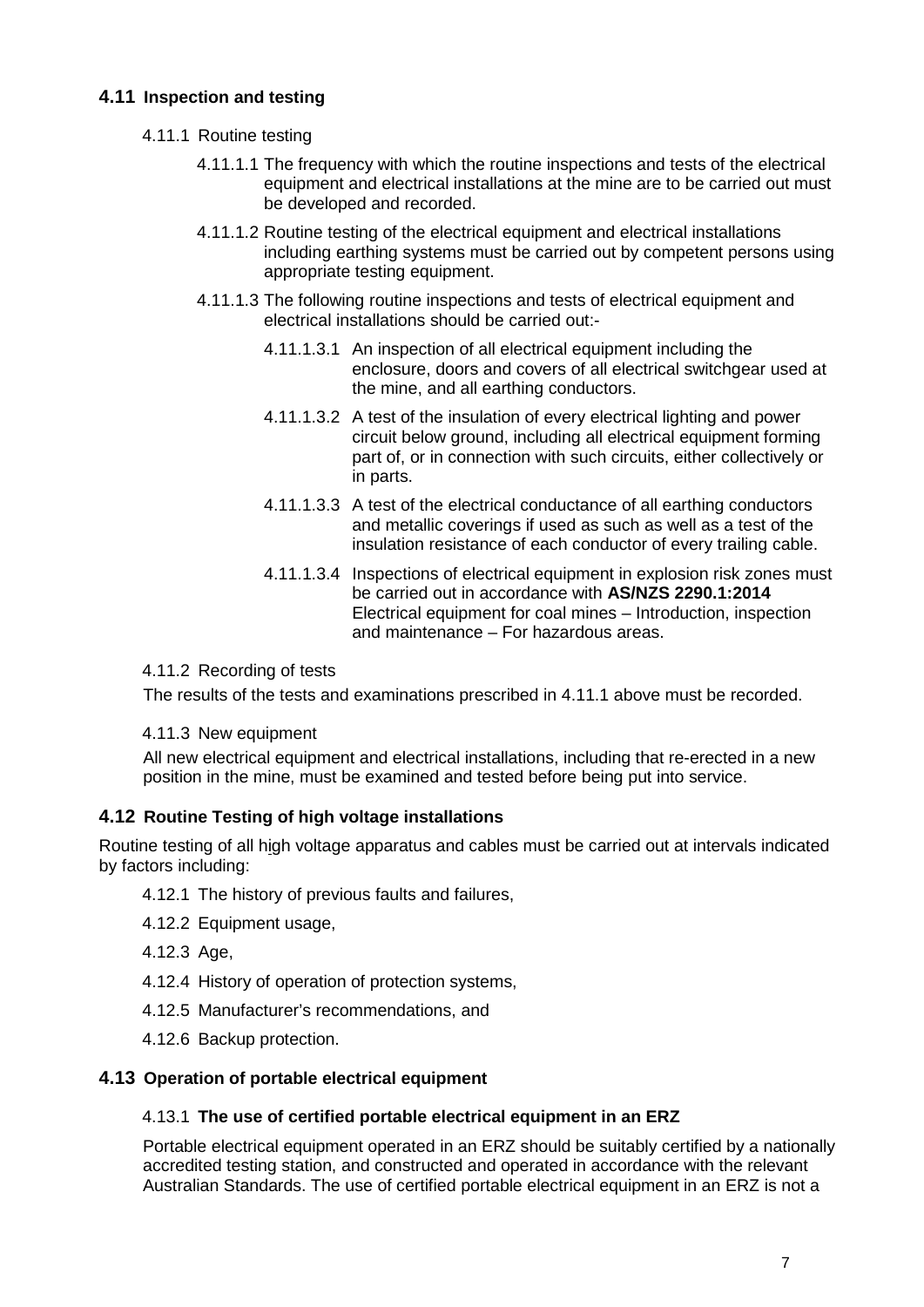## 4.11 Inspection and testing

### 4.11.1 Routine testing

4.11.1.1 The frequency with which the routine inspections and tests of the electrical equipment and electrical installations at the mine are to be carried out must be developed and recorded.

4.11.1.2 Routine testing of the electrical equipment and electrical installations including earthing systems must be carried out by competent persons using appropriate testing equipment.

4.11.1.3 The following routine inspections and tests of electrical equipment and electrical installations should be carried out:-

4.11.1.3.1 An inspection of all electrical equipment including the enclosure, doors and covers of all electrical switchgear used at the mine, and all earthing conductors.

4.11.1.3.2 A test of the insulation of every electrical lighting and power circuit below ground, including all electrical equipment forming part of, or in connection with such circuits, either collectively or in parts.

4.11.1.3.3 A test of the electrical conductance of all earthing conductors and metallic coverings if used as such as well as a test of the insulation resistance of each conductor of every trailing cable.

4.11.1.3.4 Inspections of electrical equipment in explosion risk zones must be carried out in accordance with **AS/NZS 2290.1:2014** Electrical equipment for coal mines – Introduction, inspection and maintenance – For hazardous areas.

### 4.11.2 Recording of tests

The results of the tests and examinations prescribed in 4.11.1 above must be recorded.

### 4.11.3 New equipment

All new electrical equipment and electrical installations, including that re-erected in a new position in the mine, must be examined and tested before being put into service.

## 4.12 Routine Testing of high voltage installations

Routine testing of all high voltage apparatus and cables must be carried out at intervals indicated by factors including:

4.12.1 The history of previous faults and failures,

4.12.2 Equipment usage,

4.12.3 Age,

4.12.4 History of operation of protection systems,

4.12.5 Manufacturer's recommendations, and

4.12.6 Backup protection.

## 4.13 Operation of portable electrical equipment

### 4.13.1 The use of certified portable electrical equipment in an ERZ

Portable electrical equipment operated in an ERZ should be suitably certified by a nationally accredited testing station, and constructed and operated in accordance with the relevant Australian Standards. The use of certified portable electrical equipment in an ERZ is not a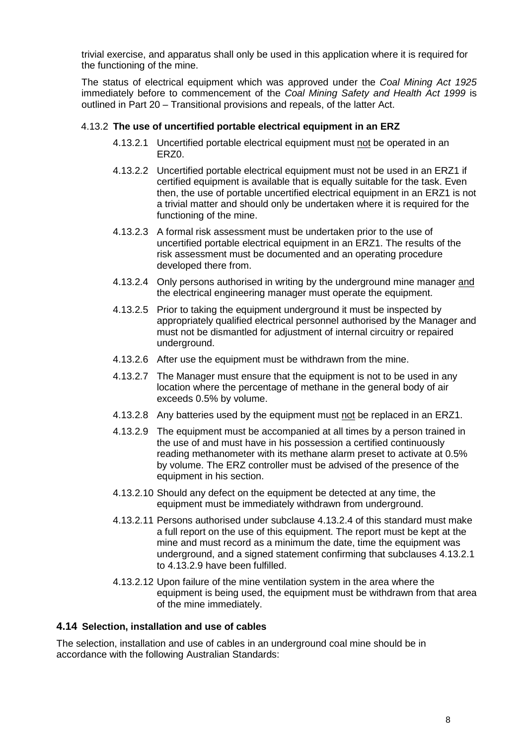trivial exercise, and apparatus shall only be used in this application where it is required for the functioning of the mine.

The status of electrical equipment which was approved under the *Coal Mining Act 1925* immediately before to commencement of the *Coal Mining Safety and Health Act 1999* is outlined in Part 20 – Transitional provisions and repeals, of the latter Act.

#### 4.13.2 The use of uncertified portable electrical equipment in an ERZ

4.13.2.1 Uncertified portable electrical equipment must not be operated in an ERZ0.

4.13.2.2 Uncertified portable electrical equipment must not be used in an ERZ1 if certified equipment is available that is equally suitable for the task. Even then, the use of portable uncertified electrical equipment in an ERZ1 is not a trivial matter and should only be undertaken where it is required for the functioning of the mine.

4.13.2.3 A formal risk assessment must be undertaken prior to the use of uncertified portable electrical equipment in an ERZ1. The results of the risk assessment must be documented and an operating procedure developed there from.

4.13.2.4 Only persons authorised in writing by the underground mine manager and the electrical engineering manager must operate the equipment.

4.13.2.5 Prior to taking the equipment underground it must be inspected by appropriately qualified electrical personnel authorised by the Manager and must not be dismantled for adjustment of internal circuitry or repaired underground.

4.13.2.6 After use the equipment must be withdrawn from the mine.

4.13.2.7 The Manager must ensure that the equipment is not to be used in any location where the percentage of methane in the general body of air exceeds 0.5% by volume.

4.13.2.8 Any batteries used by the equipment must not be replaced in an ERZ1.

4.13.2.9 The equipment must be accompanied at all times by a person trained in the use of and must have in his possession a certified continuously reading methanometer with its methane alarm preset to activate at 0.5% by volume. The ERZ controller must be advised of the presence of the equipment in his section.

4.13.2.10 Should any defect on the equipment be detected at any time, the equipment must be immediately withdrawn from underground.

4.13.2.11 Persons authorised under subclause 4.13.2.4 of this standard must make a full report on the use of this equipment. The report must be kept at the mine and must record as a minimum the date, time the equipment was underground, and a signed statement confirming that subclauses 4.13.2.1 to 4.13.2.9 have been fulfilled.

4.13.2.12 Upon failure of the mine ventilation system in the area where the equipment is being used, the equipment must be withdrawn from that area of the mine immediately.

### 4.14 Selection, installation and use of cables

The selection, installation and use of cables in an underground coal mine should be in accordance with the following Australian Standards: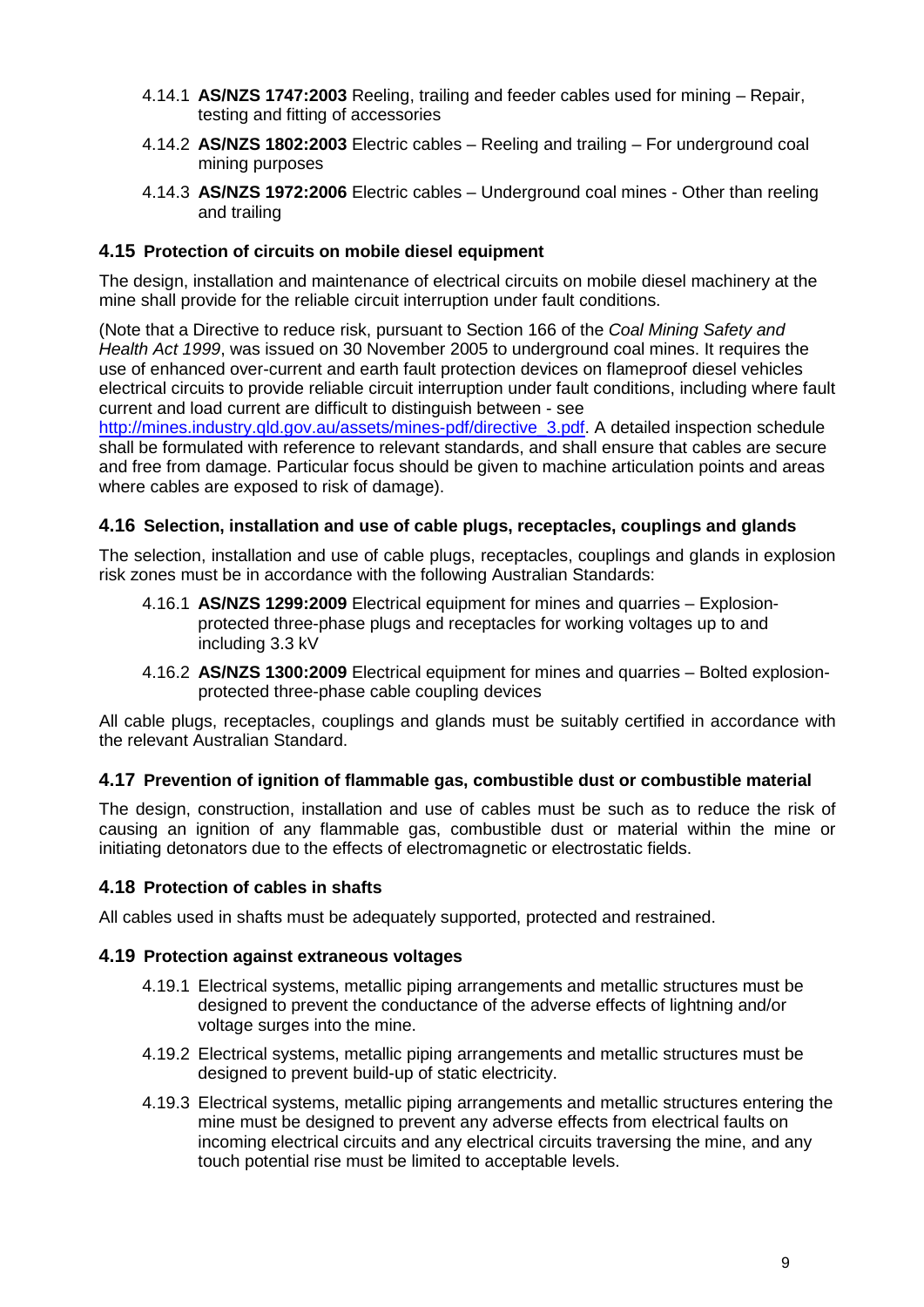4.14.1 **AS/NZS 1747:2003** Reeling, trailing and feeder cables used for mining – Repair, testing and fitting of accessories

4.14.2 **AS/NZS 1802:2003** Electric cables – Reeling and trailing – For underground coal mining purposes

4.14.3 **AS/NZS 1972:2006** Electric cables – Underground coal mines - Other than reeling and trailing

### 4.15 Protection of circuits on mobile diesel equipment

The design, installation and maintenance of electrical circuits on mobile diesel machinery at the mine shall provide for the reliable circuit interruption under fault conditions.

(Note that a Directive to reduce risk, pursuant to Section 166 of the *Coal Mining Safety and Health Act 1999*, was issued on 30 November 2005 to underground coal mines. It requires the use of enhanced over-current and earth fault protection devices on flameproof diesel vehicles electrical circuits to provide reliable circuit interruption under fault conditions, including where fault current and load current are difficult to distinguish between - see [http://mines.industry.qld.gov.au/assets/mines-pdf/directive_3.pdf](http://mines.industry.qld.gov.au/assets/mines-pdf/directive_3.pdf). A detailed inspection schedule shall be formulated with reference to relevant standards, and shall ensure that cables are secure and free from damage. Particular focus should be given to machine articulation points and areas where cables are exposed to risk of damage).

### 4.16 Selection, installation and use of cable plugs, receptacles, couplings and glands

The selection, installation and use of cable plugs, receptacles, couplings and glands in explosion risk zones must be in accordance with the following Australian Standards:

4.16.1 **AS/NZS 1299:2009** Electrical equipment for mines and quarries – Explosion-protected three-phase plugs and receptacles for working voltages up to and including 3.3 kV

4.16.2 **AS/NZS 1300:2009** Electrical equipment for mines and quarries – Bolted explosion-protected three-phase cable coupling devices

All cable plugs, receptacles, couplings and glands must be suitably certified in accordance with the relevant Australian Standard.

### 4.17 Prevention of ignition of flammable gas, combustible dust or combustible material

The design, construction, installation and use of cables must be such as to reduce the risk of causing an ignition of any flammable gas, combustible dust or material within the mine or initiating detonators due to the effects of electromagnetic or electrostatic fields.

### 4.18 Protection of cables in shafts

All cables used in shafts must be adequately supported, protected and restrained.

### 4.19 Protection against extraneous voltages

4.19.1 Electrical systems, metallic piping arrangements and metallic structures must be designed to prevent the conductance of the adverse effects of lightning and/or voltage surges into the mine.

4.19.2 Electrical systems, metallic piping arrangements and metallic structures must be designed to prevent build-up of static electricity.

4.19.3 Electrical systems, metallic piping arrangements and metallic structures entering the mine must be designed to prevent any adverse effects from electrical faults on incoming electrical circuits and any electrical circuits traversing the mine, and any touch potential rise must be limited to acceptable levels.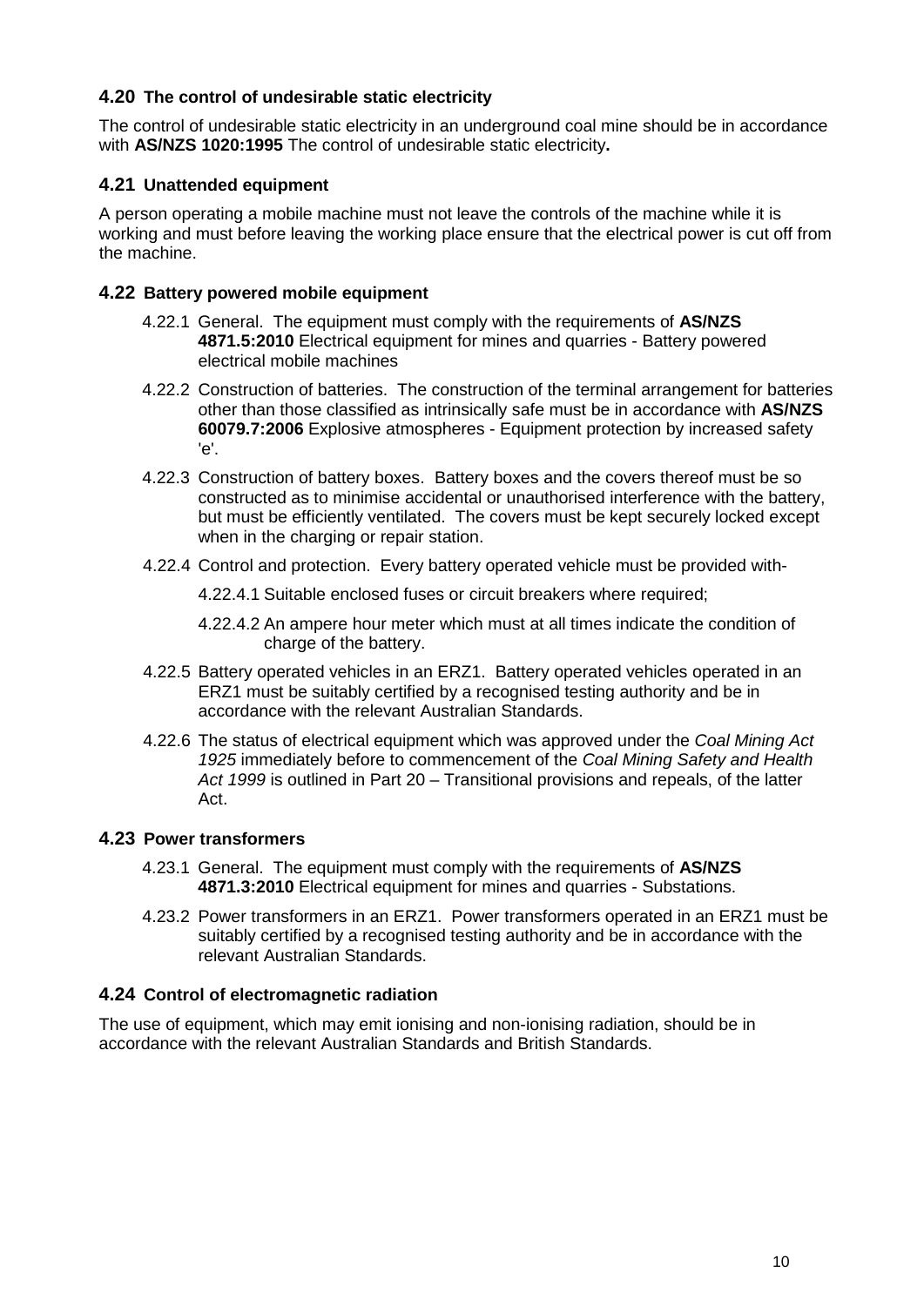### 4.20 The control of undesirable static electricity

The control of undesirable static electricity in an underground coal mine should be in accordance with **AS/NZS 1020:1995** The control of undesirable static electricity**.**

### 4.21 Unattended equipment

A person operating a mobile machine must not leave the controls of the machine while it is working and must before leaving the working place ensure that the electrical power is cut off from the machine.

### 4.22 Battery powered mobile equipment

4.22.1 General. The equipment must comply with the requirements of **AS/NZS 4871.5:2010** Electrical equipment for mines and quarries - Battery powered electrical mobile machines

4.22.2 Construction of batteries. The construction of the terminal arrangement for batteries other than those classified as intrinsically safe must be in accordance with **AS/NZS 60079.7:2006** Explosive atmospheres - Equipment protection by increased safety 'e'.

4.22.3 Construction of battery boxes. Battery boxes and the covers thereof must be so constructed as to minimise accidental or unauthorised interference with the battery, but must be efficiently ventilated. The covers must be kept securely locked except when in the charging or repair station.

4.22.4 Control and protection. Every battery operated vehicle must be provided with-

4.22.4.1 Suitable enclosed fuses or circuit breakers where required;

4.22.4.2 An ampere hour meter which must at all times indicate the condition of charge of the battery.

4.22.5 Battery operated vehicles in an ERZ1. Battery operated vehicles operated in an ERZ1 must be suitably certified by a recognised testing authority and be in accordance with the relevant Australian Standards.

4.22.6 The status of electrical equipment which was approved under the *Coal Mining Act 1925* immediately before to commencement of the *Coal Mining Safety and Health Act 1999* is outlined in Part 20 – Transitional provisions and repeals, of the latter Act.

### 4.23 Power transformers

4.23.1 General. The equipment must comply with the requirements of **AS/NZS 4871.3:2010** Electrical equipment for mines and quarries - Substations.

4.23.2 Power transformers in an ERZ1. Power transformers operated in an ERZ1 must be suitably certified by a recognised testing authority and be in accordance with the relevant Australian Standards.

### 4.24 Control of electromagnetic radiation

The use of equipment, which may emit ionising and non-ionising radiation, should be in accordance with the relevant Australian Standards and British Standards.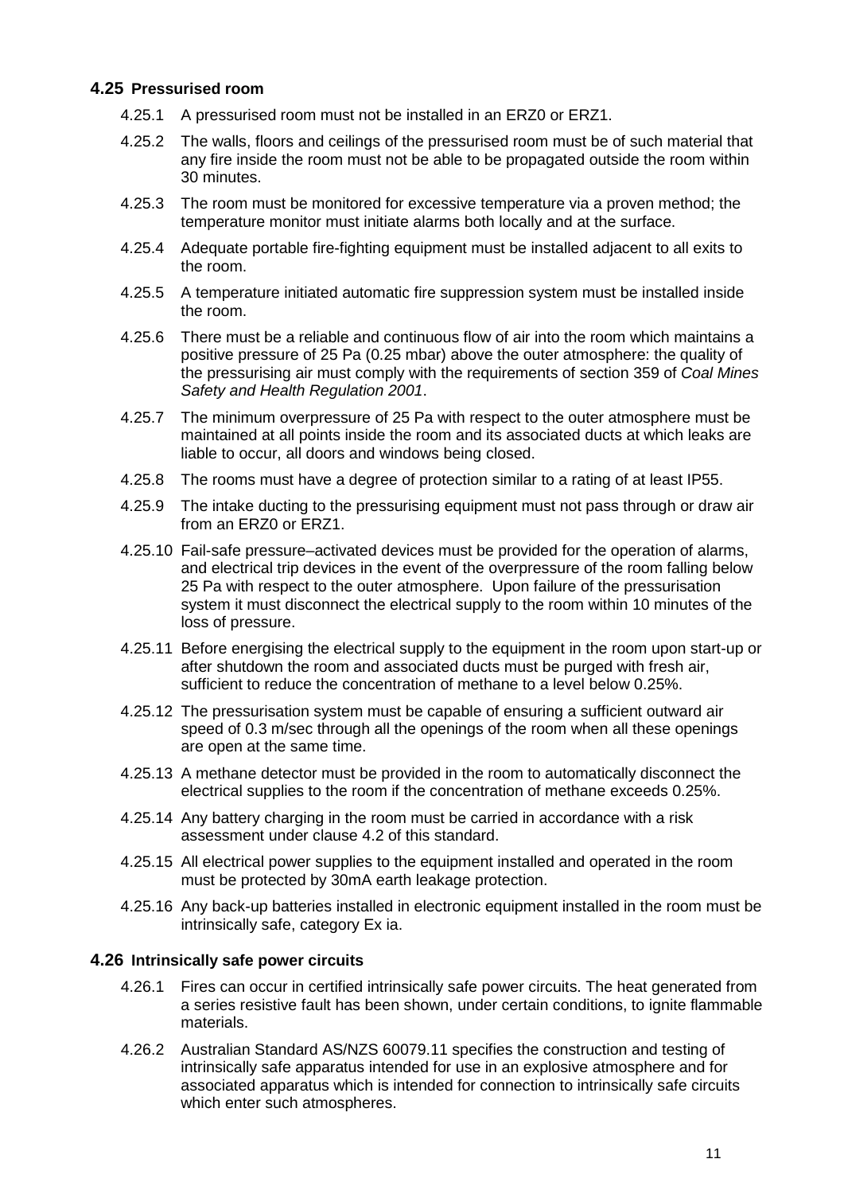## 4.25 Pressurised room

4.25.1 A pressurised room must not be installed in an ERZ0 or ERZ1.

4.25.2 The walls, floors and ceilings of the pressurised room must be of such material that any fire inside the room must not be able to be propagated outside the room within 30 minutes.

4.25.3 The room must be monitored for excessive temperature via a proven method; the temperature monitor must initiate alarms both locally and at the surface.

4.25.4 Adequate portable fire-fighting equipment must be installed adjacent to all exits to the room.

4.25.5 A temperature initiated automatic fire suppression system must be installed inside the room.

4.25.6 There must be a reliable and continuous flow of air into the room which maintains a positive pressure of 25 Pa (0.25 mbar) above the outer atmosphere: the quality of the pressurising air must comply with the requirements of section 359 of *Coal Mines Safety and Health Regulation 2001*.

4.25.7 The minimum overpressure of 25 Pa with respect to the outer atmosphere must be maintained at all points inside the room and its associated ducts at which leaks are liable to occur, all doors and windows being closed.

4.25.8 The rooms must have a degree of protection similar to a rating of at least IP55.

4.25.9 The intake ducting to the pressurising equipment must not pass through or draw air from an ERZ0 or ERZ1.

4.25.10 Fail-safe pressure–activated devices must be provided for the operation of alarms, and electrical trip devices in the event of the overpressure of the room falling below 25 Pa with respect to the outer atmosphere. Upon failure of the pressurisation system it must disconnect the electrical supply to the room within 10 minutes of the loss of pressure.

4.25.11 Before energising the electrical supply to the equipment in the room upon start-up or after shutdown the room and associated ducts must be purged with fresh air, sufficient to reduce the concentration of methane to a level below 0.25%.

4.25.12 The pressurisation system must be capable of ensuring a sufficient outward air speed of 0.3 m/sec through all the openings of the room when all these openings are open at the same time.

4.25.13 A methane detector must be provided in the room to automatically disconnect the electrical supplies to the room if the concentration of methane exceeds 0.25%.

4.25.14 Any battery charging in the room must be carried in accordance with a risk assessment under clause 4.2 of this standard.

4.25.15 All electrical power supplies to the equipment installed and operated in the room must be protected by 30mA earth leakage protection.

4.25.16 Any back-up batteries installed in electronic equipment installed in the room must be intrinsically safe, category Ex ia.

## 4.26 Intrinsically safe power circuits

4.26.1 Fires can occur in certified intrinsically safe power circuits. The heat generated from a series resistive fault has been shown, under certain conditions, to ignite flammable materials.

4.26.2 Australian Standard AS/NZS 60079.11 specifies the construction and testing of intrinsically safe apparatus intended for use in an explosive atmosphere and for associated apparatus which is intended for connection to intrinsically safe circuits which enter such atmospheres.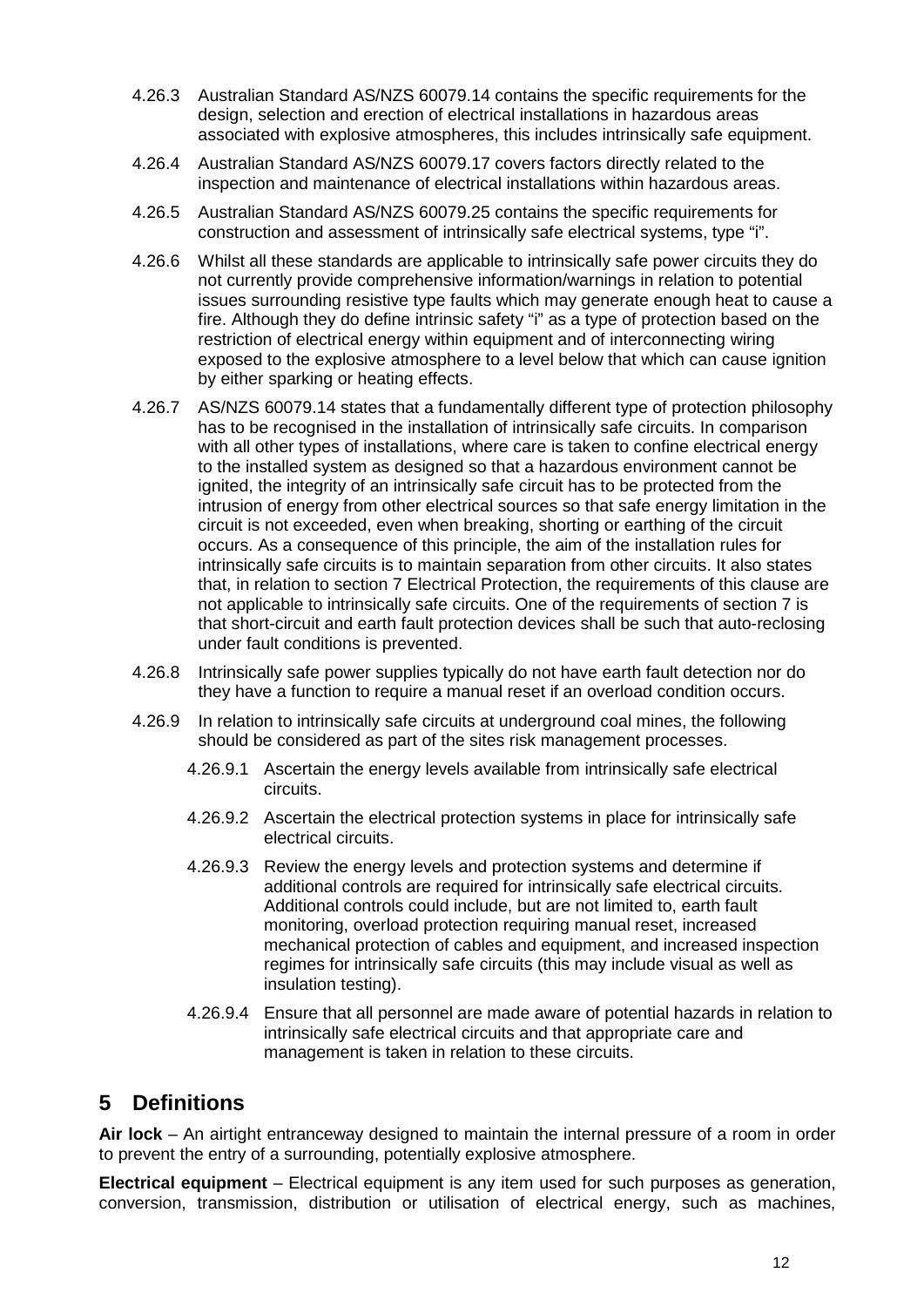4.26.3 Australian Standard AS/NZS 60079.14 contains the specific requirements for the design, selection and erection of electrical installations in hazardous areas associated with explosive atmospheres, this includes intrinsically safe equipment.

4.26.4 Australian Standard AS/NZS 60079.17 covers factors directly related to the inspection and maintenance of electrical installations within hazardous areas.

4.26.5 Australian Standard AS/NZS 60079.25 contains the specific requirements for construction and assessment of intrinsically safe electrical systems, type "i".

4.26.6 Whilst all these standards are applicable to intrinsically safe power circuits they do not currently provide comprehensive information/warnings in relation to potential issues surrounding resistive type faults which may generate enough heat to cause a fire. Although they do define intrinsic safety "i" as a type of protection based on the restriction of electrical energy within equipment and of interconnecting wiring exposed to the explosive atmosphere to a level below that which can cause ignition by either sparking or heating effects.

4.26.7 AS/NZS 60079.14 states that a fundamentally different type of protection philosophy has to be recognised in the installation of intrinsically safe circuits. In comparison with all other types of installations, where care is taken to confine electrical energy to the installed system as designed so that a hazardous environment cannot be ignited, the integrity of an intrinsically safe circuit has to be protected from the intrusion of energy from other electrical sources so that safe energy limitation in the circuit is not exceeded, even when breaking, shorting or earthing of the circuit occurs. As a consequence of this principle, the aim of the installation rules for intrinsically safe circuits is to maintain separation from other circuits. It also states that, in relation to section 7 Electrical Protection, the requirements of this clause are not applicable to intrinsically safe circuits. One of the requirements of section 7 is that short-circuit and earth fault protection devices shall be such that auto-reclosing under fault conditions is prevented.

4.26.8 Intrinsically safe power supplies typically do not have earth fault detection nor do they have a function to require a manual reset if an overload condition occurs.

4.26.9 In relation to intrinsically safe circuits at underground coal mines, the following should be considered as part of the sites risk management processes.

- 4.26.9.1 Ascertain the energy levels available from intrinsically safe electrical circuits.
- 4.26.9.2 Ascertain the electrical protection systems in place for intrinsically safe electrical circuits.
- 4.26.9.3 Review the energy levels and protection systems and determine if additional controls are required for intrinsically safe electrical circuits. Additional controls could include, but are not limited to, earth fault monitoring, overload protection requiring manual reset, increased mechanical protection of cables and equipment, and increased inspection regimes for intrinsically safe circuits (this may include visual as well as insulation testing).
- 4.26.9.4 Ensure that all personnel are made aware of potential hazards in relation to intrinsically safe electrical circuits and that appropriate care and management is taken in relation to these circuits.

# 5 Definitions

**Air lock** – An airtight entranceway designed to maintain the internal pressure of a room in order to prevent the entry of a surrounding, potentially explosive atmosphere.

**Electrical equipment** – Electrical equipment is any item used for such purposes as generation, conversion, transmission, distribution or utilisation of electrical energy, such as machines,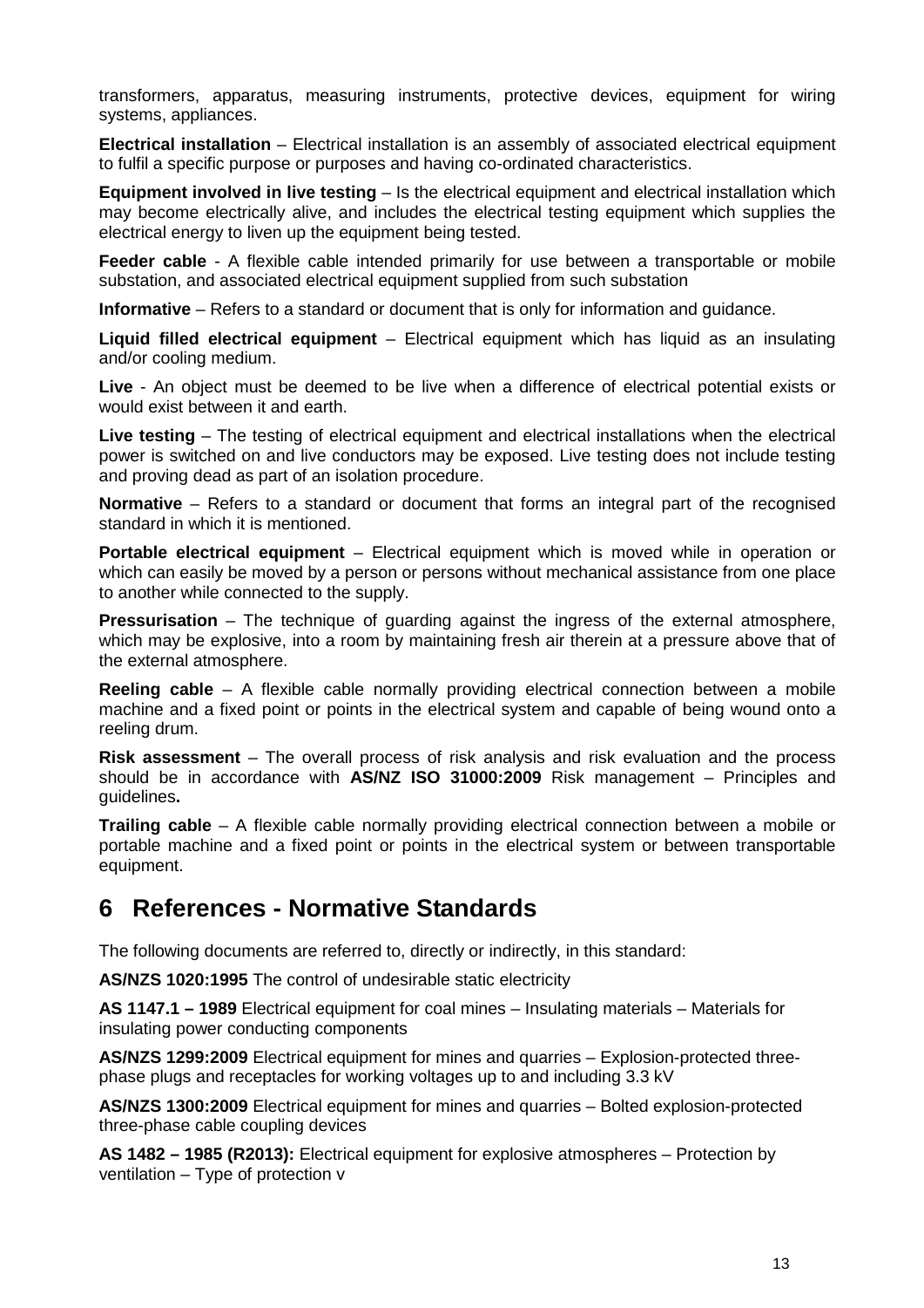transformers, apparatus, measuring instruments, protective devices, equipment for wiring systems, appliances.

**Electrical installation** – Electrical installation is an assembly of associated electrical equipment to fulfil a specific purpose or purposes and having co-ordinated characteristics.

**Equipment involved in live testing** – Is the electrical equipment and electrical installation which may become electrically alive, and includes the electrical testing equipment which supplies the electrical energy to liven up the equipment being tested.

**Feeder cable** - A flexible cable intended primarily for use between a transportable or mobile substation, and associated electrical equipment supplied from such substation

**Informative** – Refers to a standard or document that is only for information and guidance.

**Liquid filled electrical equipment** – Electrical equipment which has liquid as an insulating and/or cooling medium.

**Live** - An object must be deemed to be live when a difference of electrical potential exists or would exist between it and earth.

**Live testing** – The testing of electrical equipment and electrical installations when the electrical power is switched on and live conductors may be exposed. Live testing does not include testing and proving dead as part of an isolation procedure.

**Normative** – Refers to a standard or document that forms an integral part of the recognised standard in which it is mentioned.

**Portable electrical equipment** – Electrical equipment which is moved while in operation or which can easily be moved by a person or persons without mechanical assistance from one place to another while connected to the supply.

**Pressurisation** – The technique of guarding against the ingress of the external atmosphere, which may be explosive, into a room by maintaining fresh air therein at a pressure above that of the external atmosphere.

**Reeling cable** – A flexible cable normally providing electrical connection between a mobile machine and a fixed point or points in the electrical system and capable of being wound onto a reeling drum.

**Risk assessment** – The overall process of risk analysis and risk evaluation and the process should be in accordance with **AS/NZ ISO 31000:2009** Risk management – Principles and guidelines**.**

**Trailing cable** – A flexible cable normally providing electrical connection between a mobile or portable machine and a fixed point or points in the electrical system or between transportable equipment.

# 6 References - Normative Standards

The following documents are referred to, directly or indirectly, in this standard:

**AS/NZS 1020:1995** The control of undesirable static electricity

**AS 1147.1 – 1989** Electrical equipment for coal mines – Insulating materials – Materials for insulating power conducting components

**AS/NZS 1299:2009** Electrical equipment for mines and quarries – Explosion-protected three-phase plugs and receptacles for working voltages up to and including 3.3 kV

**AS/NZS 1300:2009** Electrical equipment for mines and quarries – Bolted explosion-protected three-phase cable coupling devices

**AS 1482 – 1985 (R2013):** Electrical equipment for explosive atmospheres – Protection by ventilation – Type of protection v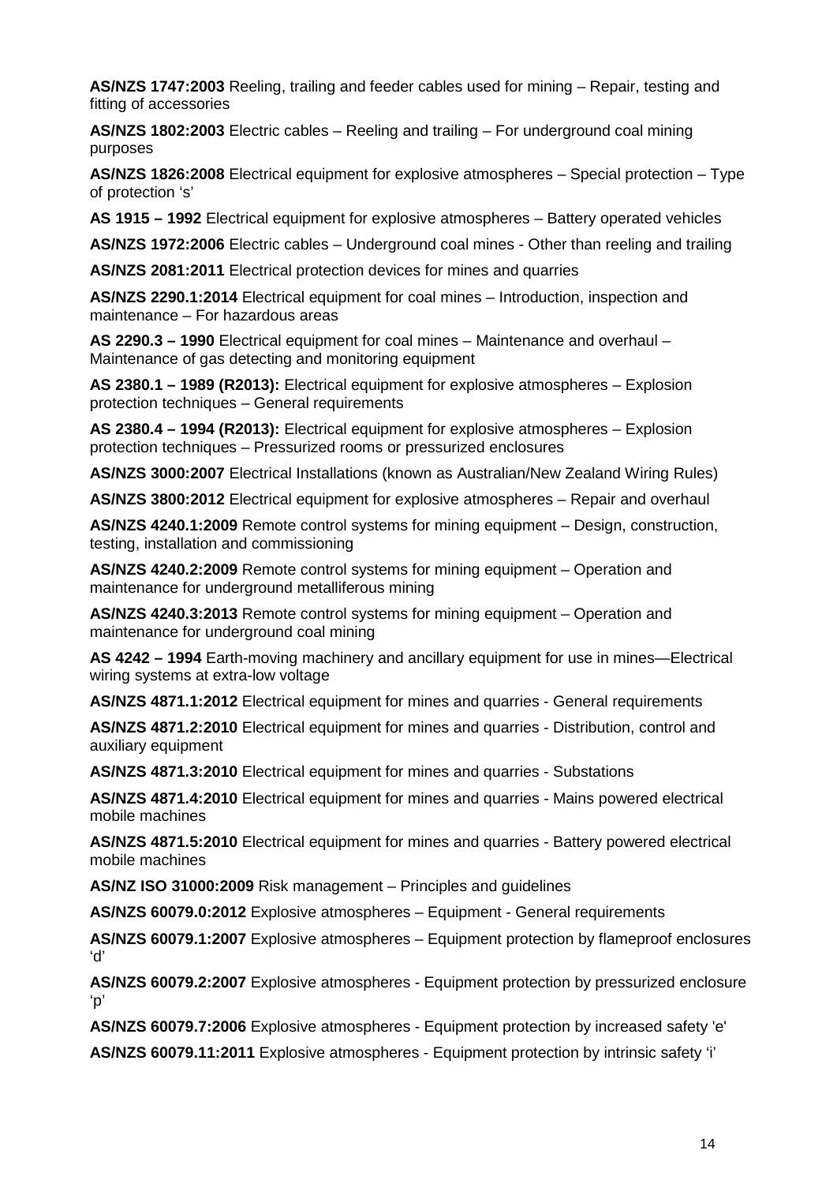**AS/NZS 1747:2003** Reeling, trailing and feeder cables used for mining – Repair, testing and fitting of accessories

**AS/NZS 1802:2003** Electric cables – Reeling and trailing – For underground coal mining purposes

**AS/NZS 1826:2008** Electrical equipment for explosive atmospheres – Special protection – Type of protection 's'

**AS 1915 – 1992** Electrical equipment for explosive atmospheres – Battery operated vehicles

**AS/NZS 1972:2006** Electric cables – Underground coal mines - Other than reeling and trailing

**AS/NZS 2081:2011** Electrical protection devices for mines and quarries

**AS/NZS 2290.1:2014** Electrical equipment for coal mines – Introduction, inspection and maintenance – For hazardous areas

**AS 2290.3 – 1990** Electrical equipment for coal mines – Maintenance and overhaul – Maintenance of gas detecting and monitoring equipment

**AS 2380.1 – 1989 (R2013):** Electrical equipment for explosive atmospheres – Explosion protection techniques – General requirements

**AS 2380.4 – 1994 (R2013):** Electrical equipment for explosive atmospheres – Explosion protection techniques – Pressurized rooms or pressurized enclosures

**AS/NZS 3000:2007** Electrical Installations (known as Australian/New Zealand Wiring Rules)

**AS/NZS 3800:2012** Electrical equipment for explosive atmospheres – Repair and overhaul

**AS/NZS 4240.1:2009** Remote control systems for mining equipment – Design, construction, testing, installation and commissioning

**AS/NZS 4240.2:2009** Remote control systems for mining equipment – Operation and maintenance for underground metalliferous mining

**AS/NZS 4240.3:2013** Remote control systems for mining equipment – Operation and maintenance for underground coal mining

**AS 4242 – 1994** Earth-moving machinery and ancillary equipment for use in mines—Electrical wiring systems at extra-low voltage

**AS/NZS 4871.1:2012** Electrical equipment for mines and quarries - General requirements

**AS/NZS 4871.2:2010** Electrical equipment for mines and quarries - Distribution, control and auxiliary equipment

**AS/NZS 4871.3:2010** Electrical equipment for mines and quarries - Substations

**AS/NZS 4871.4:2010** Electrical equipment for mines and quarries - Mains powered electrical mobile machines

**AS/NZS 4871.5:2010** Electrical equipment for mines and quarries - Battery powered electrical mobile machines

**AS/NZ ISO 31000:2009** Risk management – Principles and guidelines

**AS/NZS 60079.0:2012** Explosive atmospheres – Equipment - General requirements

**AS/NZS 60079.1:2007** Explosive atmospheres – Equipment protection by flameproof enclosures 'd'

**AS/NZS 60079.2:2007** Explosive atmospheres - Equipment protection by pressurized enclosure 'p'

**AS/NZS 60079.7:2006** Explosive atmospheres - Equipment protection by increased safety 'e'

**AS/NZS 60079.11:2011** Explosive atmospheres - Equipment protection by intrinsic safety 'i'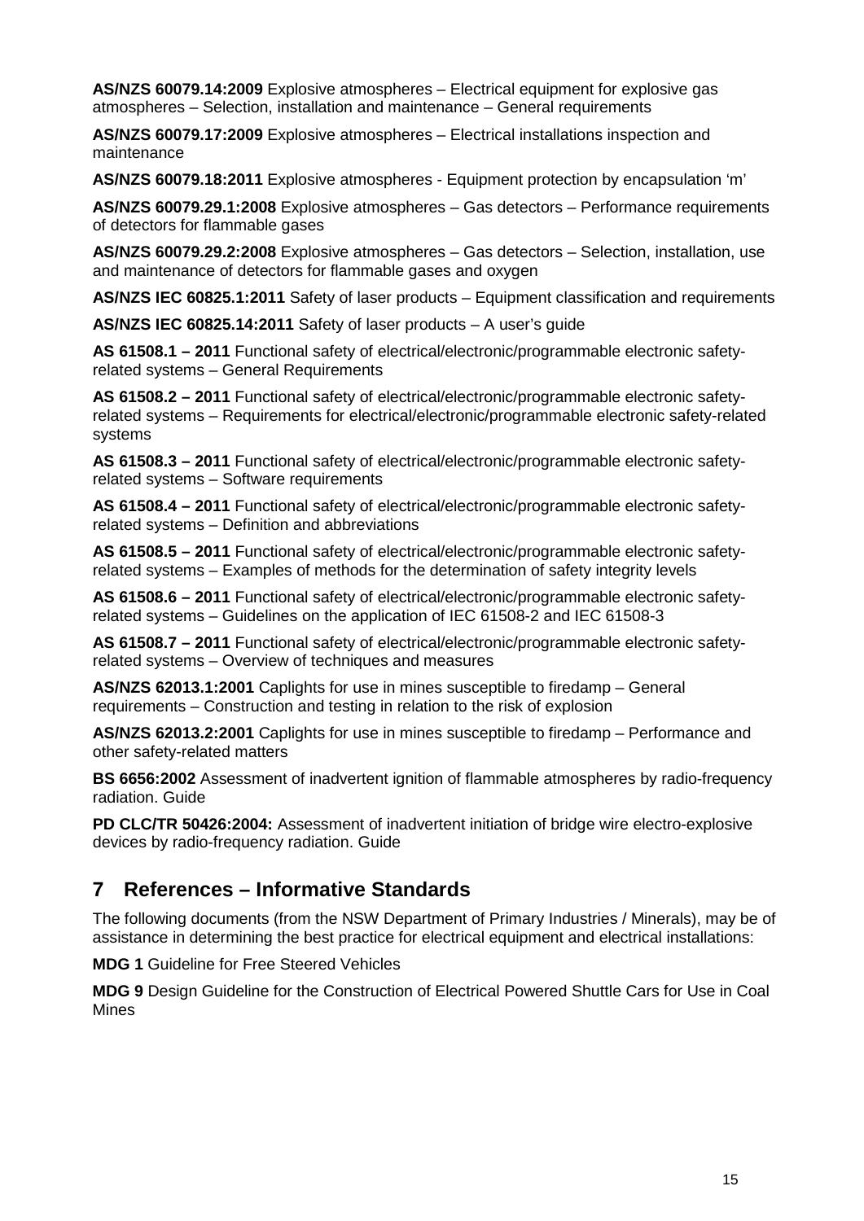**AS/NZS 60079.14:2009** Explosive atmospheres – Electrical equipment for explosive gas atmospheres – Selection, installation and maintenance – General requirements

**AS/NZS 60079.17:2009** Explosive atmospheres – Electrical installations inspection and maintenance

**AS/NZS 60079.18:2011** Explosive atmospheres - Equipment protection by encapsulation 'm'

**AS/NZS 60079.29.1:2008** Explosive atmospheres – Gas detectors – Performance requirements of detectors for flammable gases

**AS/NZS 60079.29.2:2008** Explosive atmospheres – Gas detectors – Selection, installation, use and maintenance of detectors for flammable gases and oxygen

**AS/NZS IEC 60825.1:2011** Safety of laser products – Equipment classification and requirements

**AS/NZS IEC 60825.14:2011** Safety of laser products – A user's guide

**AS 61508.1 – 2011** Functional safety of electrical/electronic/programmable electronic safety-related systems – General Requirements

**AS 61508.2 – 2011** Functional safety of electrical/electronic/programmable electronic safety-related systems – Requirements for electrical/electronic/programmable electronic safety-related systems

**AS 61508.3 – 2011** Functional safety of electrical/electronic/programmable electronic safety-related systems – Software requirements

**AS 61508.4 – 2011** Functional safety of electrical/electronic/programmable electronic safety-related systems – Definition and abbreviations

**AS 61508.5 – 2011** Functional safety of electrical/electronic/programmable electronic safety-related systems – Examples of methods for the determination of safety integrity levels

**AS 61508.6 – 2011** Functional safety of electrical/electronic/programmable electronic safety-related systems – Guidelines on the application of IEC 61508-2 and IEC 61508-3

**AS 61508.7 – 2011** Functional safety of electrical/electronic/programmable electronic safety-related systems – Overview of techniques and measures

**AS/NZS 62013.1:2001** Caplights for use in mines susceptible to firedamp – General requirements – Construction and testing in relation to the risk of explosion

**AS/NZS 62013.2:2001** Caplights for use in mines susceptible to firedamp – Performance and other safety-related matters

**BS 6656:2002** Assessment of inadvertent ignition of flammable atmospheres by radio-frequency radiation. Guide

**PD CLC/TR 50426:2004:** Assessment of inadvertent initiation of bridge wire electro-explosive devices by radio-frequency radiation. Guide

## 7 References – Informative Standards

The following documents (from the NSW Department of Primary Industries / Minerals), may be of assistance in determining the best practice for electrical equipment and electrical installations:

**MDG 1** Guideline for Free Steered Vehicles

**MDG 9** Design Guideline for the Construction of Electrical Powered Shuttle Cars for Use in Coal Mines